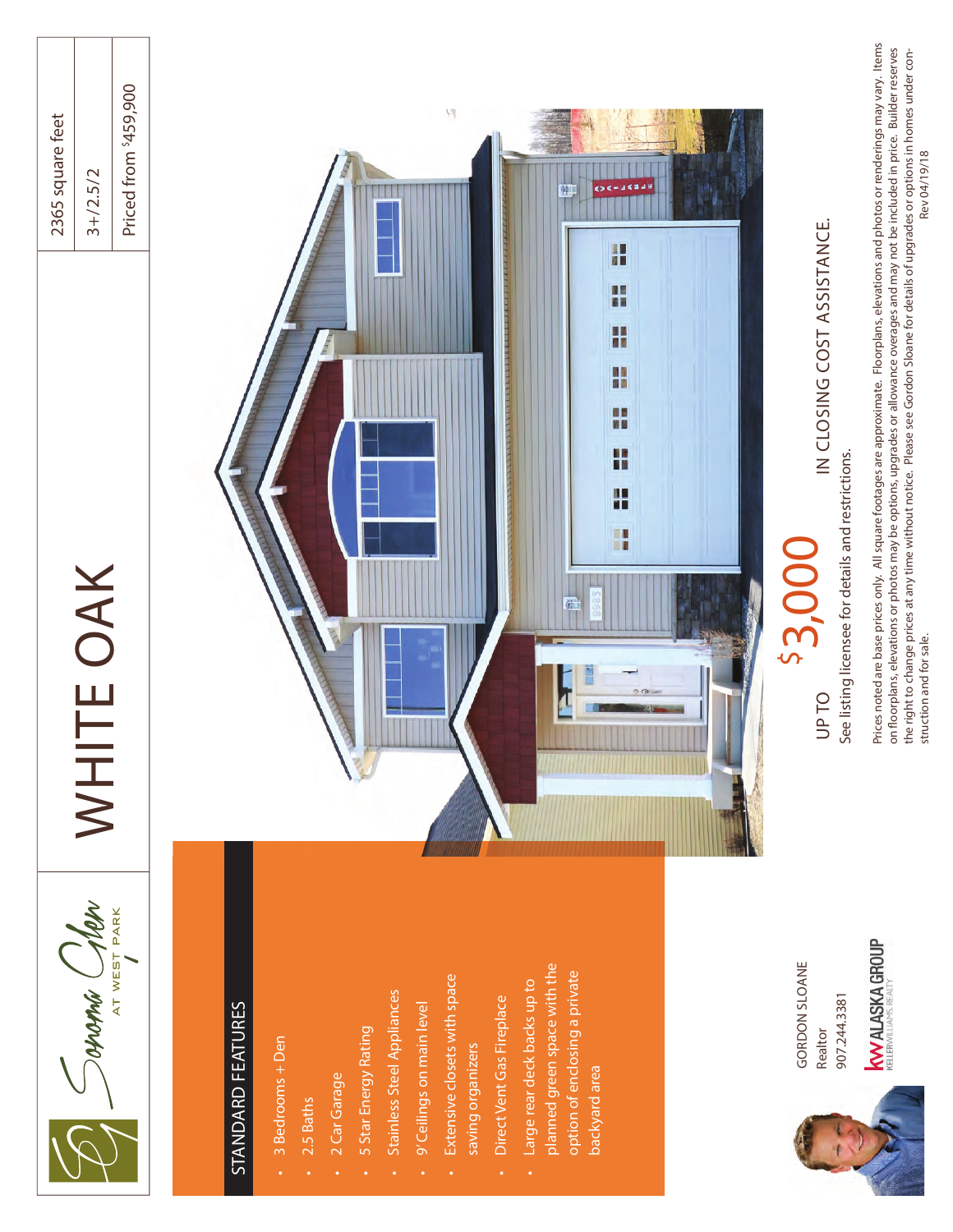Sonoma Glen AT WEST PARK

# WHITE OAK

| 2365 square feet |
| --- |
| 3+/2.5/2 |
| Priced from $459,900 |

## STANDARD FEATURES

- 3 Bedrooms + Den
- 2.5 Baths
- 2 Car Garage
- 5 Star Energy Rating
- Stainless Steel Appliances
- 9' Ceilings on main level
- Extensive closets with space saving organizers
- Direct Vent Gas Fireplace
- Large rear deck backs up to planned green space with the option of enclosing a private backyard area

GORDON SLOANE
Realtor
907.244.3381

kw ALASKA GROUP
KELLERWILLIAMS. REALTY

UP TO $3,000 IN CLOSING COST ASSISTANCE.

See listing licensee for details and restrictions.

Prices noted are base prices only. All square footages are approximate. Floorplans, elevations and photos or renderings may vary. Items on floorplans, elevations or photos may be options, upgrades or allowance overages and may not be included in price. Builder reserves the right to change prices at any time without notice. Please see Gordon Sloane for details of upgrades or options in homes under construction and for sale.

Rev 04/19/18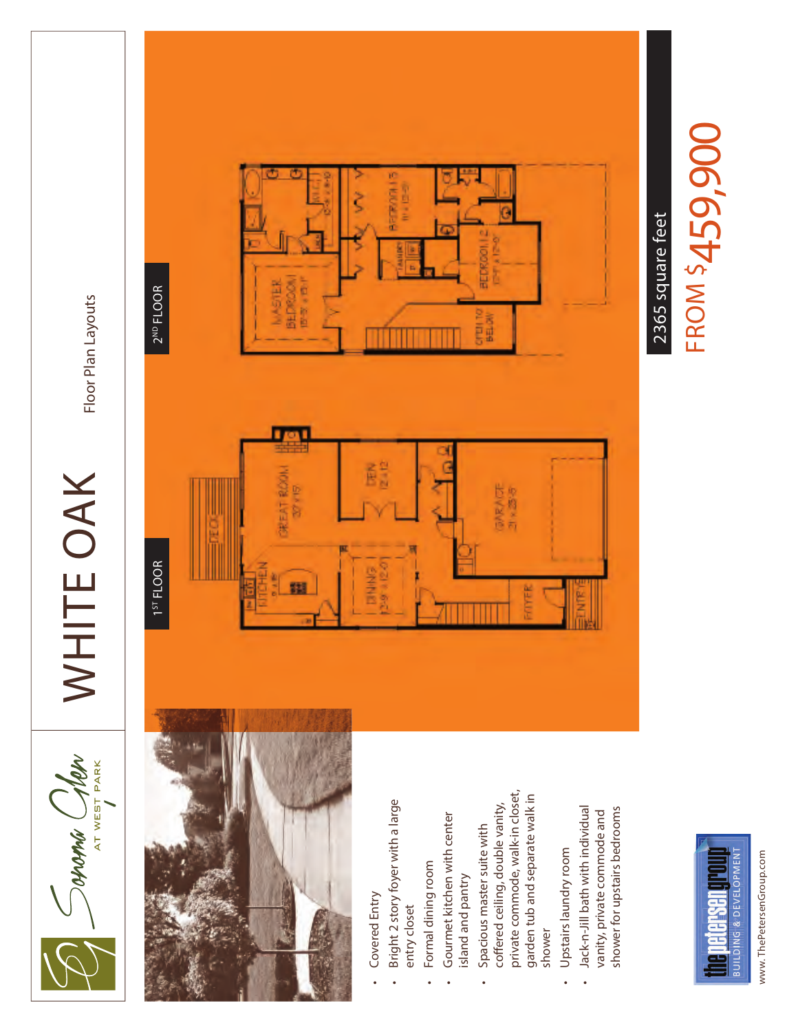Sonoma Glen AT WEST PARK

# WHITE OAK

Floor Plan Layouts

1ST FLOOR

DECK

GREAT ROOM 20' x 15'

DEN 12 x 12

KITCHEN

DINING 12-9 x 12-0

GARAGE 21 x 23-5

FOYER

ENTRY

2ND FLOOR

MASTER BEDROOM 15'-8" x 15'-1"

BEDROOM 3 11' x 12'-0"

LAUNDRY

BEDROOM 2

OPEN TO BELOW

2365 square feet

FROM $459,900

- Covered Entry
- Bright 2 story foyer with a large entry closet
- Formal dining room
- Gourmet kitchen with center island and pantry
- Spacious master suite with coffered ceiling, double vanity, private commode, walk-in closet, garden tub and separate walk in shower
- Upstairs laundry room
- Jack-n-Jill bath with individual vanity, private commode and shower for upstairs bedrooms

the petersen group BUILDING & DEVELOPMENT

www.ThePetersenGroup.com